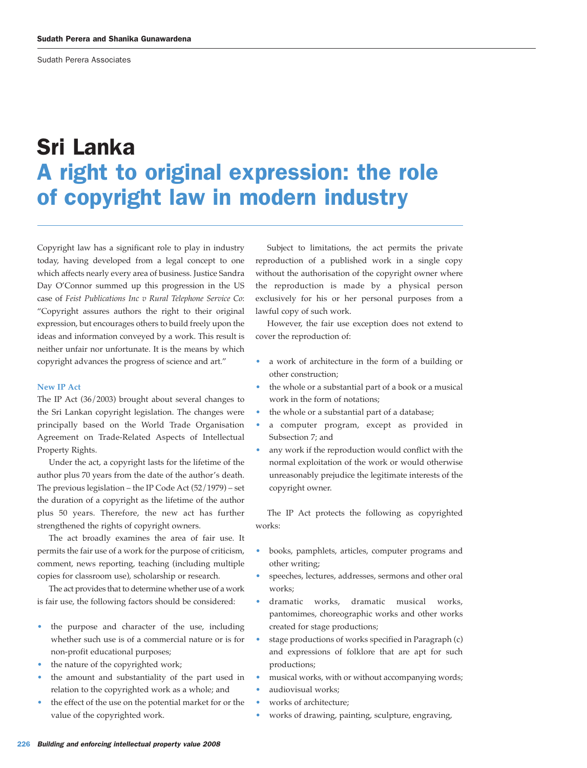Sudath Perera and Shanika Gunawardena

Sudath Perera Associates

# Sri Lanka
## A right to original expression: the role of copyright law in modern industry

Copyright law has a significant role to play in industry today, having developed from a legal concept to one which affects nearly every area of business. Justice Sandra Day O'Connor summed up this progression in the US case of *Feist Publications Inc v Rural Telephone Service Co*: "Copyright assures authors the right to their original expression, but encourages others to build freely upon the ideas and information conveyed by a work. This result is neither unfair nor unfortunate. It is the means by which copyright advances the progress of science and art."

### New IP Act

The IP Act (36/2003) brought about several changes to the Sri Lankan copyright legislation. The changes were principally based on the World Trade Organisation Agreement on Trade-Related Aspects of Intellectual Property Rights.

Under the act, a copyright lasts for the lifetime of the author plus 70 years from the date of the author's death. The previous legislation – the IP Code Act (52/1979) – set the duration of a copyright as the lifetime of the author plus 50 years. Therefore, the new act has further strengthened the rights of copyright owners.

The act broadly examines the area of fair use. It permits the fair use of a work for the purpose of criticism, comment, news reporting, teaching (including multiple copies for classroom use), scholarship or research.

The act provides that to determine whether use of a work is fair use, the following factors should be considered:

- the purpose and character of the use, including whether such use is of a commercial nature or is for non-profit educational purposes;
- the nature of the copyrighted work;
- the amount and substantiality of the part used in relation to the copyrighted work as a whole; and
- the effect of the use on the potential market for or the value of the copyrighted work.

Subject to limitations, the act permits the private reproduction of a published work in a single copy without the authorisation of the copyright owner where the reproduction is made by a physical person exclusively for his or her personal purposes from a lawful copy of such work.

However, the fair use exception does not extend to cover the reproduction of:

- a work of architecture in the form of a building or other construction;
- the whole or a substantial part of a book or a musical work in the form of notations;
- the whole or a substantial part of a database;
- a computer program, except as provided in Subsection 7; and
- any work if the reproduction would conflict with the normal exploitation of the work or would otherwise unreasonably prejudice the legitimate interests of the copyright owner.

The IP Act protects the following as copyrighted works:

- books, pamphlets, articles, computer programs and other writing;
- speeches, lectures, addresses, sermons and other oral works;
- dramatic works, dramatic musical works, pantomimes, choreographic works and other works created for stage productions;
- stage productions of works specified in Paragraph (c) and expressions of folklore that are apt for such productions;
- musical works, with or without accompanying words;
- audiovisual works;
- works of architecture;
- works of drawing, painting, sculpture, engraving,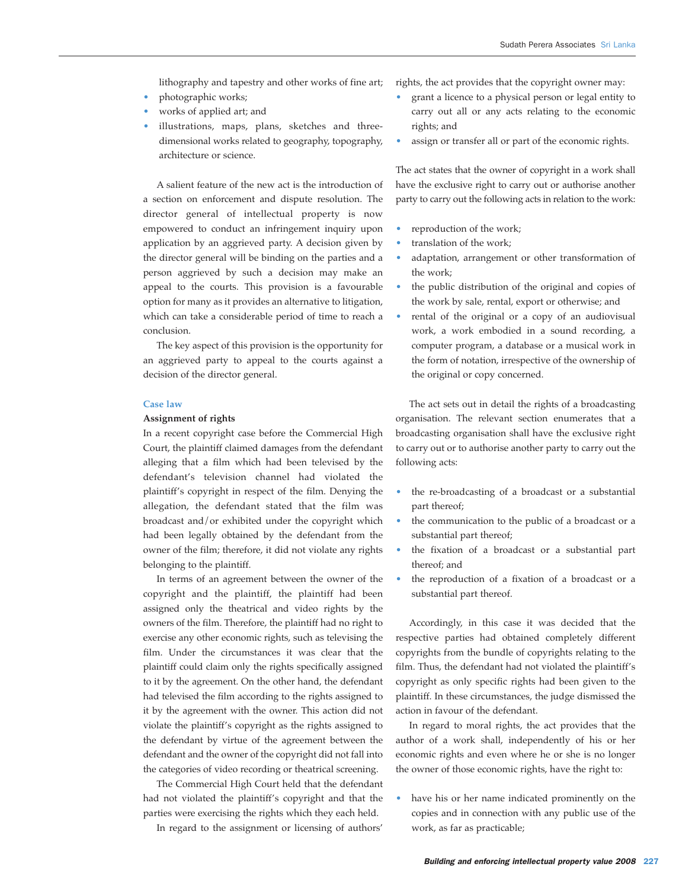lithography and tapestry and other works of fine art;

- photographic works;
- works of applied art; and
- illustrations, maps, plans, sketches and three-dimensional works related to geography, topography, architecture or science.

A salient feature of the new act is the introduction of a section on enforcement and dispute resolution. The director general of intellectual property is now empowered to conduct an infringement inquiry upon application by an aggrieved party. A decision given by the director general will be binding on the parties and a person aggrieved by such a decision may make an appeal to the courts. This provision is a favourable option for many as it provides an alternative to litigation, which can take a considerable period of time to reach a conclusion.

The key aspect of this provision is the opportunity for an aggrieved party to appeal to the courts against a decision of the director general.

## Case law

### Assignment of rights

In a recent copyright case before the Commercial High Court, the plaintiff claimed damages from the defendant alleging that a film which had been televised by the defendant's television channel had violated the plaintiff's copyright in respect of the film. Denying the allegation, the defendant stated that the film was broadcast and/or exhibited under the copyright which had been legally obtained by the defendant from the owner of the film; therefore, it did not violate any rights belonging to the plaintiff.

In terms of an agreement between the owner of the copyright and the plaintiff, the plaintiff had been assigned only the theatrical and video rights by the owners of the film. Therefore, the plaintiff had no right to exercise any other economic rights, such as televising the film. Under the circumstances it was clear that the plaintiff could claim only the rights specifically assigned to it by the agreement. On the other hand, the defendant had televised the film according to the rights assigned to it by the agreement with the owner. This action did not violate the plaintiff's copyright as the rights assigned to the defendant by virtue of the agreement between the defendant and the owner of the copyright did not fall into the categories of video recording or theatrical screening.

The Commercial High Court held that the defendant had not violated the plaintiff's copyright and that the parties were exercising the rights which they each held.

In regard to the assignment or licensing of authors' rights, the act provides that the copyright owner may:

- grant a licence to a physical person or legal entity to carry out all or any acts relating to the economic rights; and
- assign or transfer all or part of the economic rights.

The act states that the owner of copyright in a work shall have the exclusive right to carry out or authorise another party to carry out the following acts in relation to the work:

- reproduction of the work;
- translation of the work;
- adaptation, arrangement or other transformation of the work;
- the public distribution of the original and copies of the work by sale, rental, export or otherwise; and
- rental of the original or a copy of an audiovisual work, a work embodied in a sound recording, a computer program, a database or a musical work in the form of notation, irrespective of the ownership of the original or copy concerned.

The act sets out in detail the rights of a broadcasting organisation. The relevant section enumerates that a broadcasting organisation shall have the exclusive right to carry out or to authorise another party to carry out the following acts:

- the re-broadcasting of a broadcast or a substantial part thereof;
- the communication to the public of a broadcast or a substantial part thereof;
- the fixation of a broadcast or a substantial part thereof; and
- the reproduction of a fixation of a broadcast or a substantial part thereof.

Accordingly, in this case it was decided that the respective parties had obtained completely different copyrights from the bundle of copyrights relating to the film. Thus, the defendant had not violated the plaintiff's copyright as only specific rights had been given to the plaintiff. In these circumstances, the judge dismissed the action in favour of the defendant.

In regard to moral rights, the act provides that the author of a work shall, independently of his or her economic rights and even where he or she is no longer the owner of those economic rights, have the right to:

- have his or her name indicated prominently on the copies and in connection with any public use of the work, as far as practicable;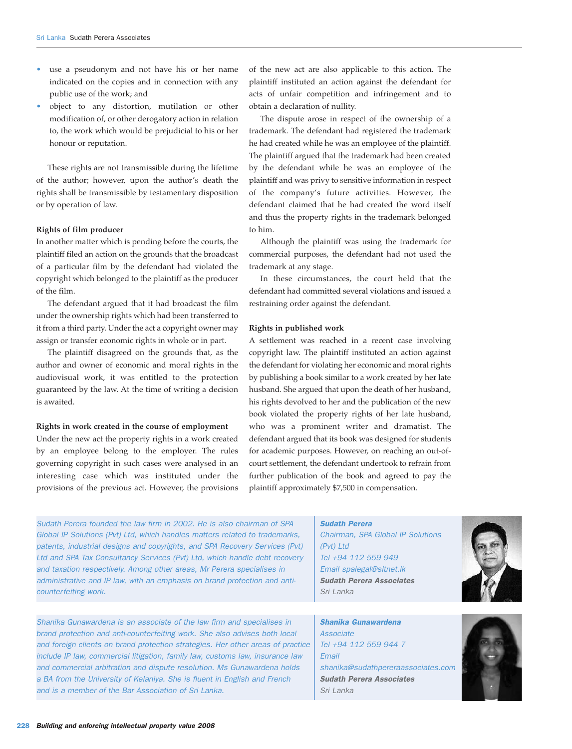- use a pseudonym and not have his or her name indicated on the copies and in connection with any public use of the work; and
- object to any distortion, mutilation or other modification of, or other derogatory action in relation to, the work which would be prejudicial to his or her honour or reputation.

These rights are not transmissible during the lifetime of the author; however, upon the author's death the rights shall be transmissible by testamentary disposition or by operation of law.

**Rights of film producer**

In another matter which is pending before the courts, the plaintiff filed an action on the grounds that the broadcast of a particular film by the defendant had violated the copyright which belonged to the plaintiff as the producer of the film.

The defendant argued that it had broadcast the film under the ownership rights which had been transferred to it from a third party. Under the act a copyright owner may assign or transfer economic rights in whole or in part.

The plaintiff disagreed on the grounds that, as the author and owner of economic and moral rights in the audiovisual work, it was entitled to the protection guaranteed by the law. At the time of writing a decision is awaited.

**Rights in work created in the course of employment**

Under the new act the property rights in a work created by an employee belong to the employer. The rules governing copyright in such cases were analysed in an interesting case which was instituted under the provisions of the previous act. However, the provisions of the new act are also applicable to this action. The plaintiff instituted an action against the defendant for acts of unfair competition and infringement and to obtain a declaration of nullity.

The dispute arose in respect of the ownership of a trademark. The defendant had registered the trademark he had created while he was an employee of the plaintiff. The plaintiff argued that the trademark had been created by the defendant while he was an employee of the plaintiff and was privy to sensitive information in respect of the company's future activities. However, the defendant claimed that he had created the word itself and thus the property rights in the trademark belonged to him.

Although the plaintiff was using the trademark for commercial purposes, the defendant had not used the trademark at any stage.

In these circumstances, the court held that the defendant had committed several violations and issued a restraining order against the defendant.

**Rights in published work**

A settlement was reached in a recent case involving copyright law. The plaintiff instituted an action against the defendant for violating her economic and moral rights by publishing a book similar to a work created by her late husband. She argued that upon the death of her husband, his rights devolved to her and the publication of the new book violated the property rights of her late husband, who was a prominent writer and dramatist. The defendant argued that its book was designed for students for academic purposes. However, on reaching an out-of-court settlement, the defendant undertook to refrain from further publication of the book and agreed to pay the plaintiff approximately $7,500 in compensation.

*Sudath Perera founded the law firm in 2002. He is also chairman of SPA Global IP Solutions (Pvt) Ltd, which handles matters related to trademarks, patents, industrial designs and copyrights, and SPA Recovery Services (Pvt) Ltd and SPA Tax Consultancy Services (Pvt) Ltd, which handle debt recovery and taxation respectively. Among other areas, Mr Perera specialises in administrative and IP law, with an emphasis on brand protection and anti-counterfeiting work.*

***Sudath Perera***
*Chairman, SPA Global IP Solutions (Pvt) Ltd*
*Tel +94 112 559 949*
*Email spalegal@sltnet.lk*
***Sudath Perera Associates***
*Sri Lanka*

*Shanika Gunawardena is an associate of the law firm and specialises in brand protection and anti-counterfeiting work. She also advises both local and foreign clients on brand protection strategies. Her other areas of practice include IP law, commercial litigation, family law, customs law, insurance law and commercial arbitration and dispute resolution. Ms Gunawardena holds a BA from the University of Kelaniya. She is fluent in English and French and is a member of the Bar Association of Sri Lanka.*

***Shanika Gunawardena***
*Associate*
*Tel +94 112 559 944 7*
*Email shanika@sudathpereraassociates.com*
***Sudath Perera Associates***
*Sri Lanka*